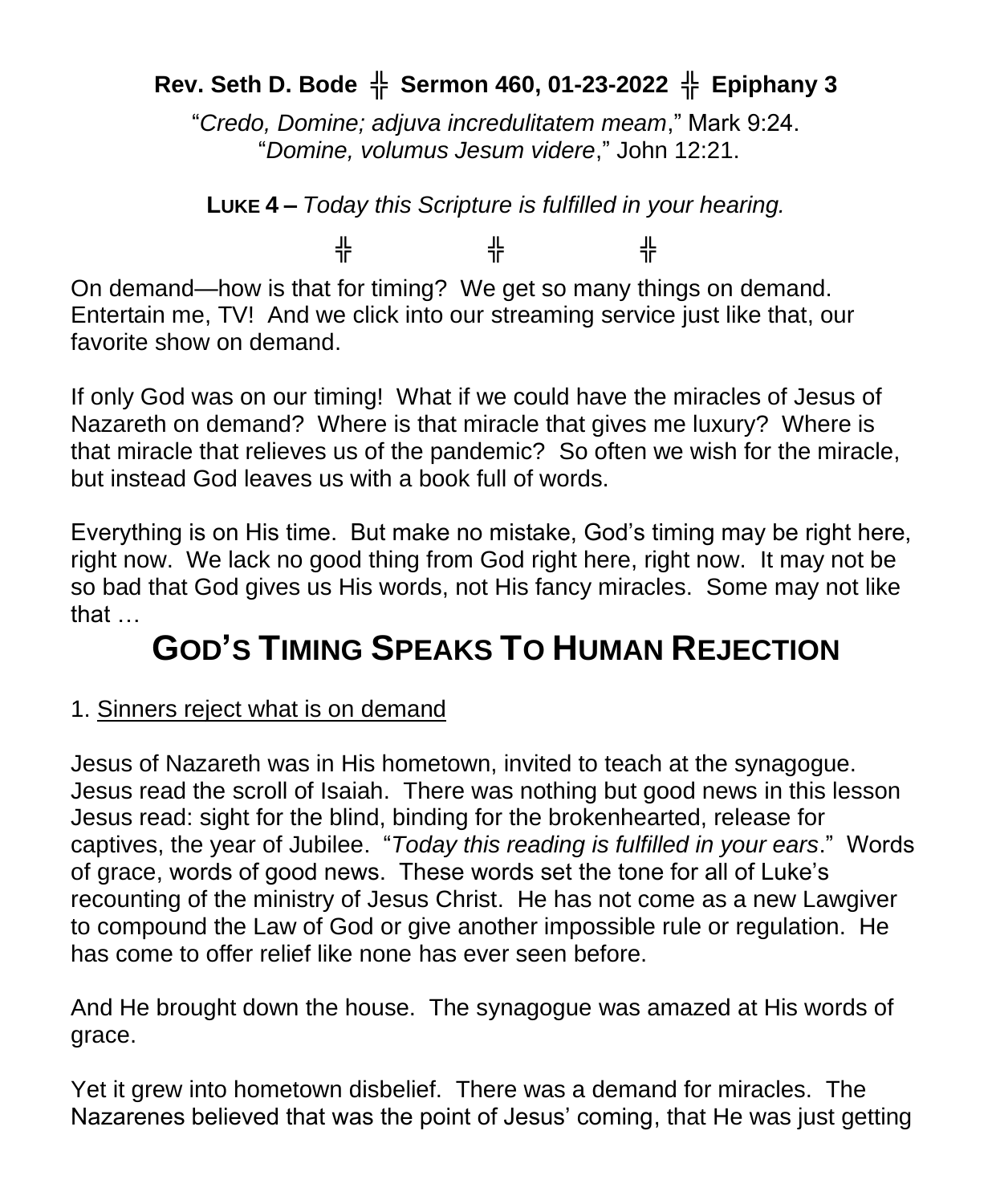**Rev. Seth D. Bode ╬ Sermon 460, 01-23-2022 ╬ Epiphany 3**

"*Credo, Domine; adjuva incredulitatem meam*," Mark 9:24.
"*Domine, volumus Jesum videre*," John 12:21.

**LUKE 4 –** *Today this Scripture is fulfilled in your hearing.*

╬ ╬ ╬

On demand—how is that for timing? We get so many things on demand. Entertain me, TV! And we click into our streaming service just like that, our favorite show on demand.

If only God was on our timing! What if we could have the miracles of Jesus of Nazareth on demand? Where is that miracle that gives me luxury? Where is that miracle that relieves us of the pandemic? So often we wish for the miracle, but instead God leaves us with a book full of words.

Everything is on His time. But make no mistake, God's timing may be right here, right now. We lack no good thing from God right here, right now. It may not be so bad that God gives us His words, not His fancy miracles. Some may not like that …

# GOD'S TIMING SPEAKS TO HUMAN REJECTION

1. Sinners reject what is on demand

Jesus of Nazareth was in His hometown, invited to teach at the synagogue. Jesus read the scroll of Isaiah. There was nothing but good news in this lesson Jesus read: sight for the blind, binding for the brokenhearted, release for captives, the year of Jubilee. "*Today this reading is fulfilled in your ears*." Words of grace, words of good news. These words set the tone for all of Luke's recounting of the ministry of Jesus Christ. He has not come as a new Lawgiver to compound the Law of God or give another impossible rule or regulation. He has come to offer relief like none has ever seen before.

And He brought down the house. The synagogue was amazed at His words of grace.

Yet it grew into hometown disbelief. There was a demand for miracles. The Nazarenes believed that was the point of Jesus' coming, that He was just getting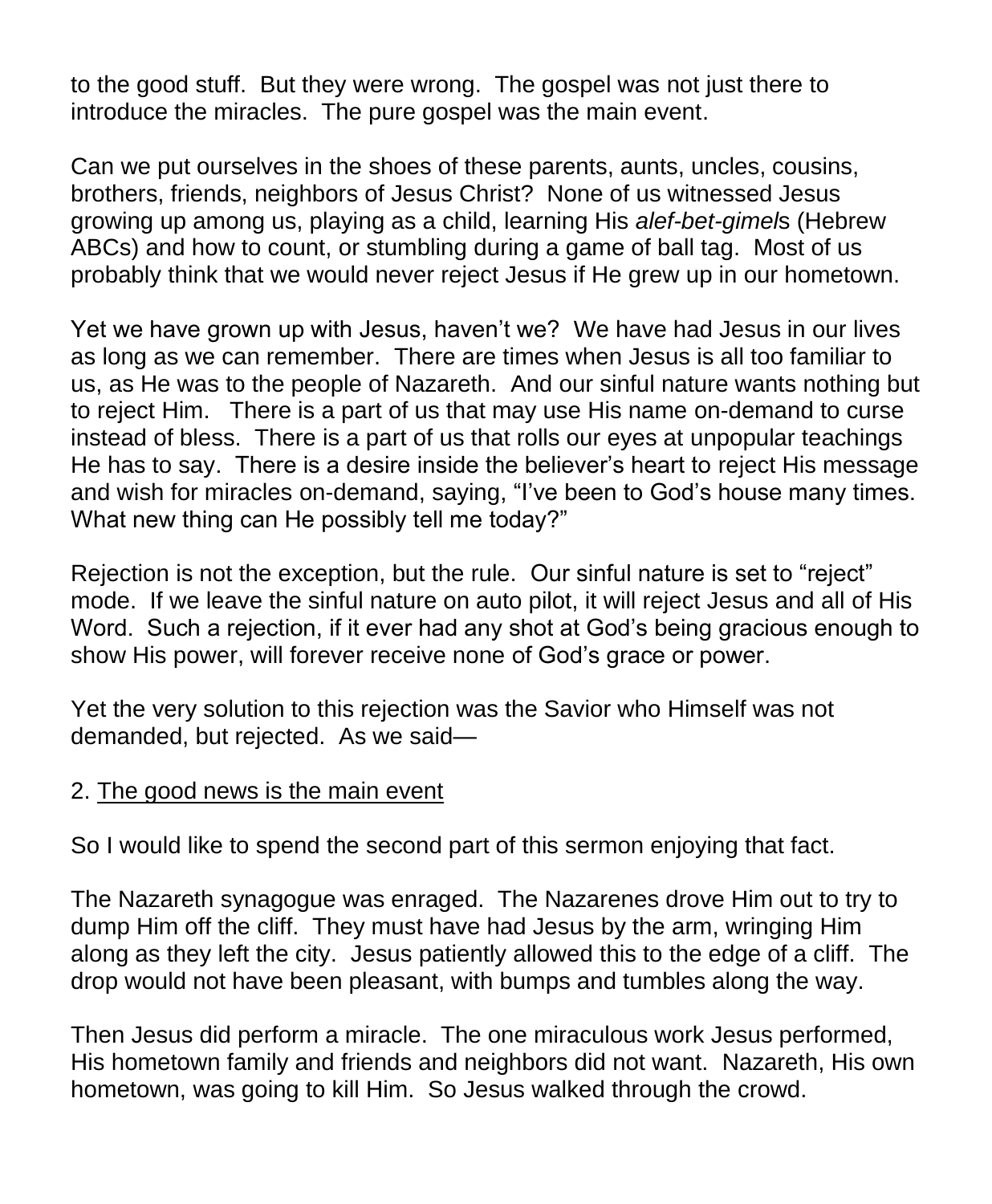to the good stuff. But they were wrong. The gospel was not just there to introduce the miracles. The pure gospel was the main event.

Can we put ourselves in the shoes of these parents, aunts, uncles, cousins, brothers, friends, neighbors of Jesus Christ? None of us witnessed Jesus growing up among us, playing as a child, learning His *alef-bet-gimel*s (Hebrew ABCs) and how to count, or stumbling during a game of ball tag. Most of us probably think that we would never reject Jesus if He grew up in our hometown.

Yet we have grown up with Jesus, haven't we? We have had Jesus in our lives as long as we can remember. There are times when Jesus is all too familiar to us, as He was to the people of Nazareth. And our sinful nature wants nothing but to reject Him. There is a part of us that may use His name on-demand to curse instead of bless. There is a part of us that rolls our eyes at unpopular teachings He has to say. There is a desire inside the believer's heart to reject His message and wish for miracles on-demand, saying, "I've been to God's house many times. What new thing can He possibly tell me today?"

Rejection is not the exception, but the rule. Our sinful nature is set to "reject" mode. If we leave the sinful nature on auto pilot, it will reject Jesus and all of His Word. Such a rejection, if it ever had any shot at God's being gracious enough to show His power, will forever receive none of God's grace or power.

Yet the very solution to this rejection was the Savior who Himself was not demanded, but rejected. As we said—

2. <u>The good news is the main event</u>

So I would like to spend the second part of this sermon enjoying that fact.

The Nazareth synagogue was enraged. The Nazarenes drove Him out to try to dump Him off the cliff. They must have had Jesus by the arm, wringing Him along as they left the city. Jesus patiently allowed this to the edge of a cliff. The drop would not have been pleasant, with bumps and tumbles along the way.

Then Jesus did perform a miracle. The one miraculous work Jesus performed, His hometown family and friends and neighbors did not want. Nazareth, His own hometown, was going to kill Him. So Jesus walked through the crowd.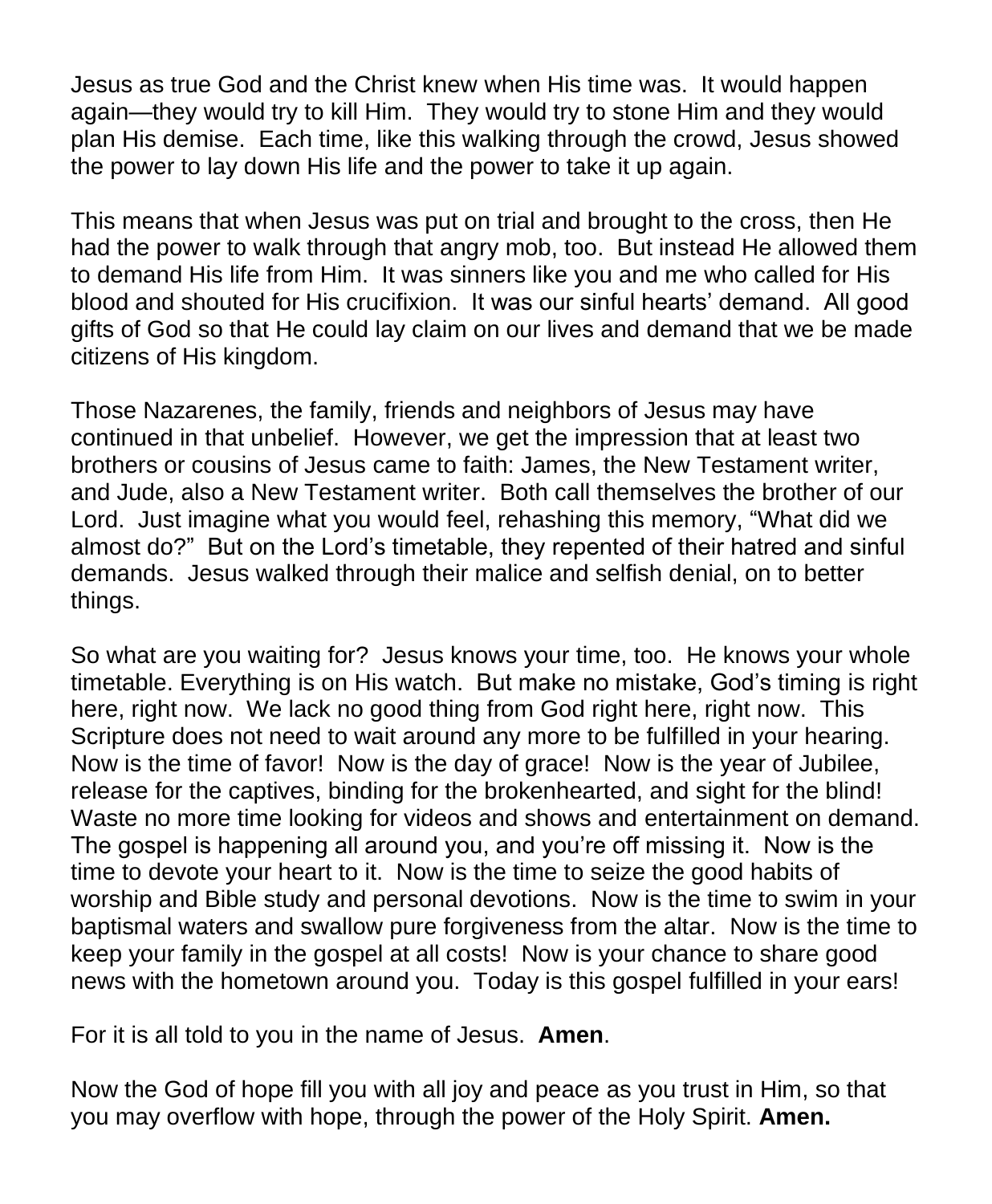Jesus as true God and the Christ knew when His time was. It would happen again—they would try to kill Him. They would try to stone Him and they would plan His demise. Each time, like this walking through the crowd, Jesus showed the power to lay down His life and the power to take it up again.

This means that when Jesus was put on trial and brought to the cross, then He had the power to walk through that angry mob, too. But instead He allowed them to demand His life from Him. It was sinners like you and me who called for His blood and shouted for His crucifixion. It was our sinful hearts' demand. All good gifts of God so that He could lay claim on our lives and demand that we be made citizens of His kingdom.

Those Nazarenes, the family, friends and neighbors of Jesus may have continued in that unbelief. However, we get the impression that at least two brothers or cousins of Jesus came to faith: James, the New Testament writer, and Jude, also a New Testament writer. Both call themselves the brother of our Lord. Just imagine what you would feel, rehashing this memory, "What did we almost do?" But on the Lord's timetable, they repented of their hatred and sinful demands. Jesus walked through their malice and selfish denial, on to better things.

So what are you waiting for? Jesus knows your time, too. He knows your whole timetable. Everything is on His watch. But make no mistake, God's timing is right here, right now. We lack no good thing from God right here, right now. This Scripture does not need to wait around any more to be fulfilled in your hearing. Now is the time of favor! Now is the day of grace! Now is the year of Jubilee, release for the captives, binding for the brokenhearted, and sight for the blind! Waste no more time looking for videos and shows and entertainment on demand. The gospel is happening all around you, and you're off missing it. Now is the time to devote your heart to it. Now is the time to seize the good habits of worship and Bible study and personal devotions. Now is the time to swim in your baptismal waters and swallow pure forgiveness from the altar. Now is the time to keep your family in the gospel at all costs! Now is your chance to share good news with the hometown around you. Today is this gospel fulfilled in your ears!

For it is all told to you in the name of Jesus. **Amen**.

Now the God of hope fill you with all joy and peace as you trust in Him, so that you may overflow with hope, through the power of the Holy Spirit. **Amen.**